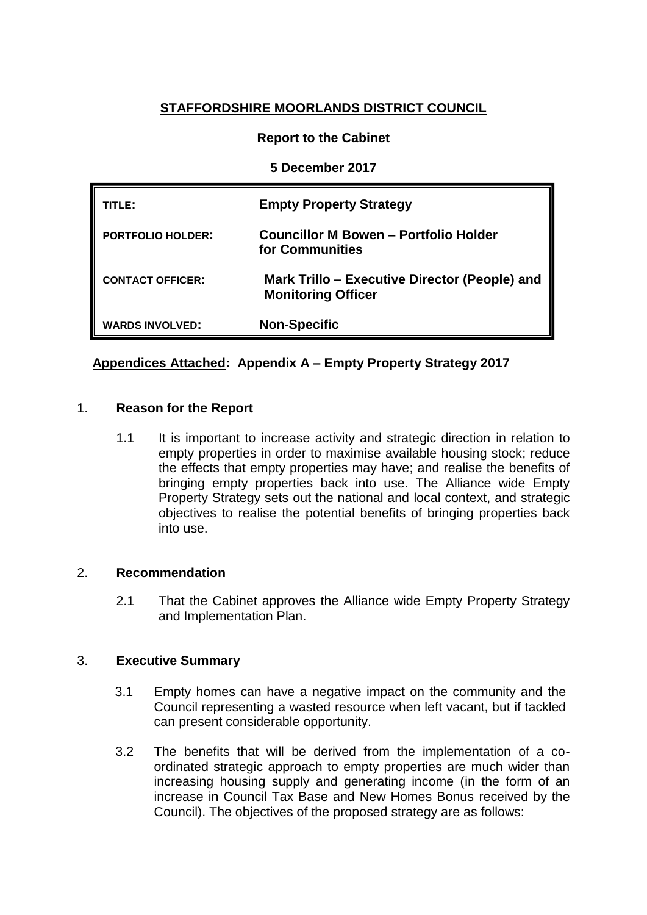# STAFFORDSHIRE MOORLANDS DISTRICT COUNCIL

**Report to the Cabinet**

**5 December 2017**

| | |
|---|---|
| **TITLE:** | **Empty Property Strategy** |
| **PORTFOLIO HOLDER:** | **Councillor M Bowen – Portfolio Holder for Communities** |
| **CONTACT OFFICER:** | **Mark Trillo – Executive Director (People) and Monitoring Officer** |
| **WARDS INVOLVED:** | **Non-Specific** |

**Appendices Attached: Appendix A – Empty Property Strategy 2017**

## 1. Reason for the Report

1.1 It is important to increase activity and strategic direction in relation to empty properties in order to maximise available housing stock; reduce the effects that empty properties may have; and realise the benefits of bringing empty properties back into use. The Alliance wide Empty Property Strategy sets out the national and local context, and strategic objectives to realise the potential benefits of bringing properties back into use.

## 2. Recommendation

2.1 That the Cabinet approves the Alliance wide Empty Property Strategy and Implementation Plan.

## 3. Executive Summary

3.1 Empty homes can have a negative impact on the community and the Council representing a wasted resource when left vacant, but if tackled can present considerable opportunity.

3.2 The benefits that will be derived from the implementation of a co-ordinated strategic approach to empty properties are much wider than increasing housing supply and generating income (in the form of an increase in Council Tax Base and New Homes Bonus received by the Council). The objectives of the proposed strategy are as follows: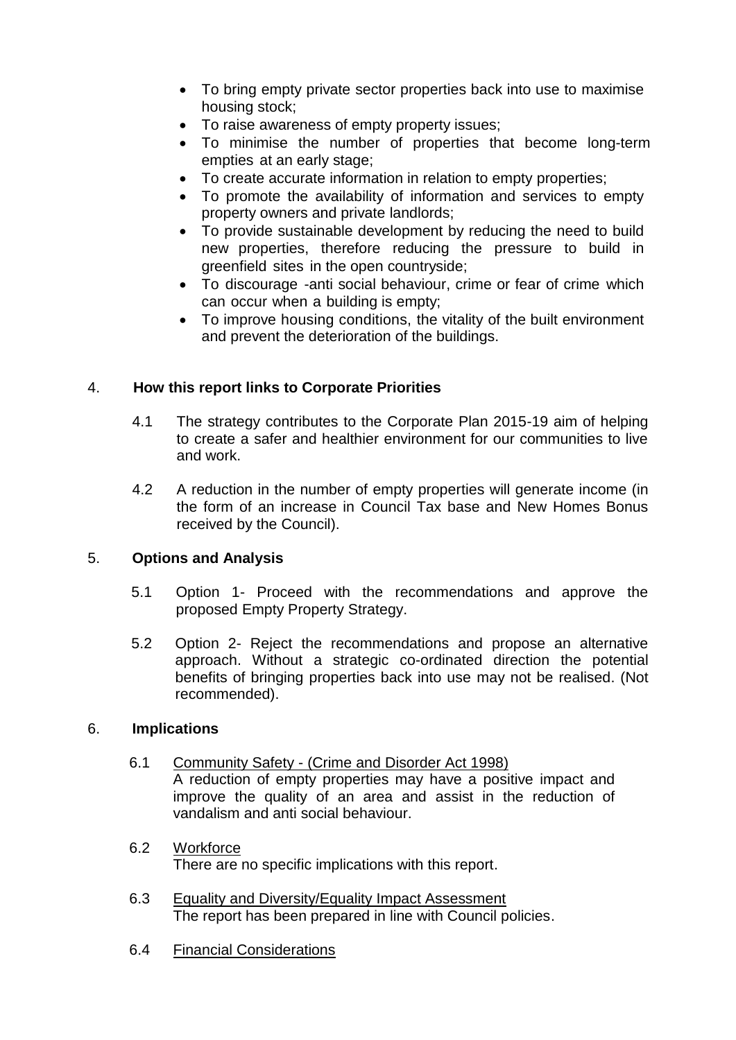- To bring empty private sector properties back into use to maximise housing stock;
- To raise awareness of empty property issues;
- To minimise the number of properties that become long-term empties at an early stage;
- To create accurate information in relation to empty properties;
- To promote the availability of information and services to empty property owners and private landlords;
- To provide sustainable development by reducing the need to build new properties, therefore reducing the pressure to build in greenfield sites in the open countryside;
- To discourage -anti social behaviour, crime or fear of crime which can occur when a building is empty;
- To improve housing conditions, the vitality of the built environment and prevent the deterioration of the buildings.

## 4. How this report links to Corporate Priorities

4.1 The strategy contributes to the Corporate Plan 2015-19 aim of helping to create a safer and healthier environment for our communities to live and work.

4.2 A reduction in the number of empty properties will generate income (in the form of an increase in Council Tax base and New Homes Bonus received by the Council).

## 5. Options and Analysis

5.1 Option 1- Proceed with the recommendations and approve the proposed Empty Property Strategy.

5.2 Option 2- Reject the recommendations and propose an alternative approach. Without a strategic co-ordinated direction the potential benefits of bringing properties back into use may not be realised. (Not recommended).

## 6. Implications

6.1 Community Safety - (Crime and Disorder Act 1998)
A reduction of empty properties may have a positive impact and improve the quality of an area and assist in the reduction of vandalism and anti social behaviour.

6.2 Workforce
There are no specific implications with this report.

6.3 Equality and Diversity/Equality Impact Assessment
The report has been prepared in line with Council policies.

6.4 Financial Considerations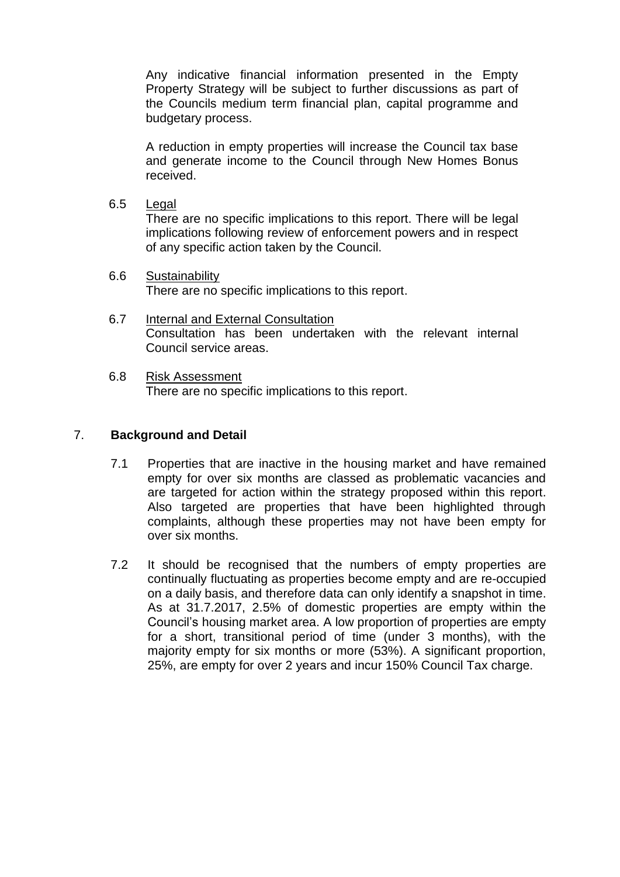Any indicative financial information presented in the Empty Property Strategy will be subject to further discussions as part of the Councils medium term financial plan, capital programme and budgetary process.

A reduction in empty properties will increase the Council tax base and generate income to the Council through New Homes Bonus received.

6.5 <u>Legal</u>
There are no specific implications to this report. There will be legal implications following review of enforcement powers and in respect of any specific action taken by the Council.

6.6 <u>Sustainability</u>
There are no specific implications to this report.

6.7 <u>Internal and External Consultation</u>
Consultation has been undertaken with the relevant internal Council service areas.

6.8 <u>Risk Assessment</u>
There are no specific implications to this report.

## 7. Background and Detail

7.1 Properties that are inactive in the housing market and have remained empty for over six months are classed as problematic vacancies and are targeted for action within the strategy proposed within this report. Also targeted are properties that have been highlighted through complaints, although these properties may not have been empty for over six months.

7.2 It should be recognised that the numbers of empty properties are continually fluctuating as properties become empty and are re-occupied on a daily basis, and therefore data can only identify a snapshot in time. As at 31.7.2017, 2.5% of domestic properties are empty within the Council's housing market area. A low proportion of properties are empty for a short, transitional period of time (under 3 months), with the majority empty for six months or more (53%). A significant proportion, 25%, are empty for over 2 years and incur 150% Council Tax charge.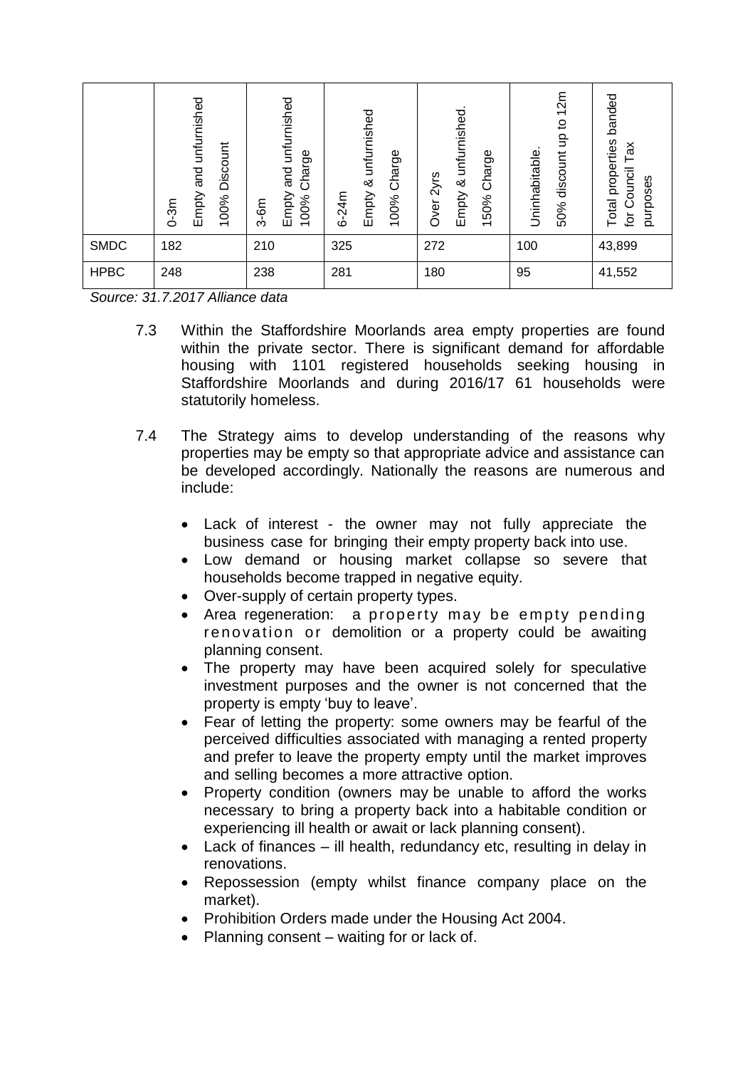| | 0-3m Empty and unfurnished 100% Discount | 3-6m Empty and unfurnished 100% Charge | 6-24m Empty & unfurnished 100% Charge | Over 2yrs Empty & unfurnished. 150% Charge | Uninhabitable. 50% discount up to 12m | Total properties banded for Council Tax purposes |
|---|---|---|---|---|---|---|
| SMDC | 182 | 210 | 325 | 272 | 100 | 43,899 |
| HPBC | 248 | 238 | 281 | 180 | 95 | 41,552 |

*Source: 31.7.2017 Alliance data*

7.3 Within the Staffordshire Moorlands area empty properties are found within the private sector. There is significant demand for affordable housing with 1101 registered households seeking housing in Staffordshire Moorlands and during 2016/17 61 households were statutorily homeless.

7.4 The Strategy aims to develop understanding of the reasons why properties may be empty so that appropriate advice and assistance can be developed accordingly. Nationally the reasons are numerous and include:

- Lack of interest - the owner may not fully appreciate the business case for bringing their empty property back into use.
- Low demand or housing market collapse so severe that households become trapped in negative equity.
- Over-supply of certain property types.
- Area regeneration: a property may be empty pending renovation or demolition or a property could be awaiting planning consent.
- The property may have been acquired solely for speculative investment purposes and the owner is not concerned that the property is empty 'buy to leave'.
- Fear of letting the property: some owners may be fearful of the perceived difficulties associated with managing a rented property and prefer to leave the property empty until the market improves and selling becomes a more attractive option.
- Property condition (owners may be unable to afford the works necessary to bring a property back into a habitable condition or experiencing ill health or await or lack planning consent).
- Lack of finances – ill health, redundancy etc, resulting in delay in renovations.
- Repossession (empty whilst finance company place on the market).
- Prohibition Orders made under the Housing Act 2004.
- Planning consent – waiting for or lack of.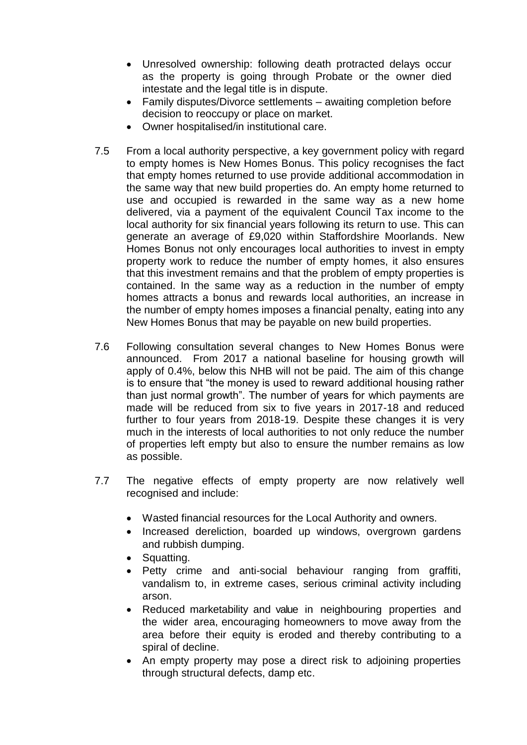- Unresolved ownership: following death protracted delays occur as the property is going through Probate or the owner died intestate and the legal title is in dispute.
- Family disputes/Divorce settlements – awaiting completion before decision to reoccupy or place on market.
- Owner hospitalised/in institutional care.

7.5 From a local authority perspective, a key government policy with regard to empty homes is New Homes Bonus. This policy recognises the fact that empty homes returned to use provide additional accommodation in the same way that new build properties do. An empty home returned to use and occupied is rewarded in the same way as a new home delivered, via a payment of the equivalent Council Tax income to the local authority for six financial years following its return to use. This can generate an average of £9,020 within Staffordshire Moorlands. New Homes Bonus not only encourages local authorities to invest in empty property work to reduce the number of empty homes, it also ensures that this investment remains and that the problem of empty properties is contained. In the same way as a reduction in the number of empty homes attracts a bonus and rewards local authorities, an increase in the number of empty homes imposes a financial penalty, eating into any New Homes Bonus that may be payable on new build properties.

7.6 Following consultation several changes to New Homes Bonus were announced. From 2017 a national baseline for housing growth will apply of 0.4%, below this NHB will not be paid. The aim of this change is to ensure that "the money is used to reward additional housing rather than just normal growth". The number of years for which payments are made will be reduced from six to five years in 2017-18 and reduced further to four years from 2018-19. Despite these changes it is very much in the interests of local authorities to not only reduce the number of properties left empty but also to ensure the number remains as low as possible.

7.7 The negative effects of empty property are now relatively well recognised and include:

- Wasted financial resources for the Local Authority and owners.
- Increased dereliction, boarded up windows, overgrown gardens and rubbish dumping.
- Squatting.
- Petty crime and anti-social behaviour ranging from graffiti, vandalism to, in extreme cases, serious criminal activity including arson.
- Reduced marketability and value in neighbouring properties and the wider area, encouraging homeowners to move away from the area before their equity is eroded and thereby contributing to a spiral of decline.
- An empty property may pose a direct risk to adjoining properties through structural defects, damp etc.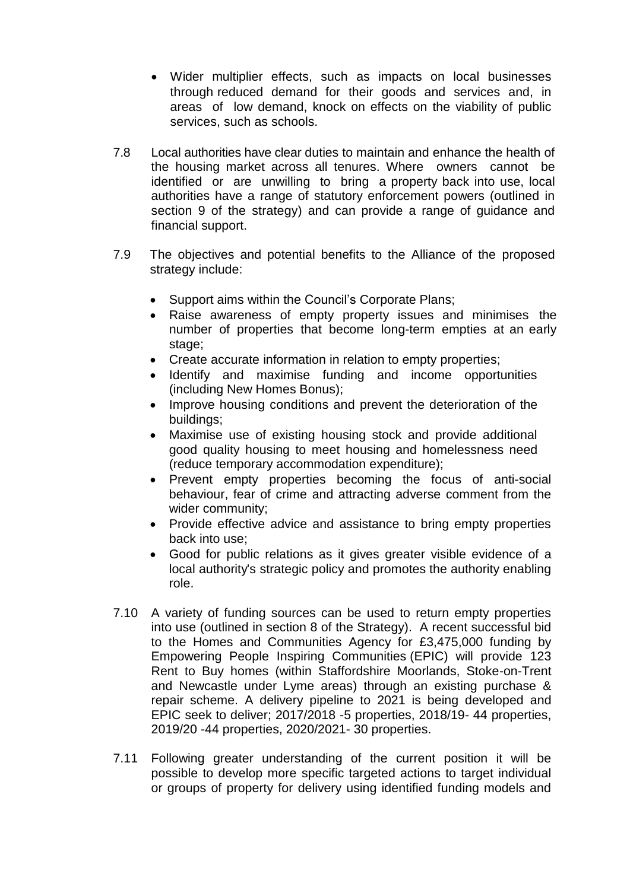- Wider multiplier effects, such as impacts on local businesses through reduced demand for their goods and services and, in areas of low demand, knock on effects on the viability of public services, such as schools.

7.8 Local authorities have clear duties to maintain and enhance the health of the housing market across all tenures. Where owners cannot be identified or are unwilling to bring a property back into use, local authorities have a range of statutory enforcement powers (outlined in section 9 of the strategy) and can provide a range of guidance and financial support.

7.9 The objectives and potential benefits to the Alliance of the proposed strategy include:

- Support aims within the Council's Corporate Plans;
- Raise awareness of empty property issues and minimises the number of properties that become long-term empties at an early stage;
- Create accurate information in relation to empty properties;
- Identify and maximise funding and income opportunities (including New Homes Bonus);
- Improve housing conditions and prevent the deterioration of the buildings;
- Maximise use of existing housing stock and provide additional good quality housing to meet housing and homelessness need (reduce temporary accommodation expenditure);
- Prevent empty properties becoming the focus of anti-social behaviour, fear of crime and attracting adverse comment from the wider community;
- Provide effective advice and assistance to bring empty properties back into use;
- Good for public relations as it gives greater visible evidence of a local authority's strategic policy and promotes the authority enabling role.

7.10 A variety of funding sources can be used to return empty properties into use (outlined in section 8 of the Strategy). A recent successful bid to the Homes and Communities Agency for £3,475,000 funding by Empowering People Inspiring Communities (EPIC) will provide 123 Rent to Buy homes (within Staffordshire Moorlands, Stoke-on-Trent and Newcastle under Lyme areas) through an existing purchase & repair scheme. A delivery pipeline to 2021 is being developed and EPIC seek to deliver; 2017/2018 -5 properties, 2018/19- 44 properties, 2019/20 -44 properties, 2020/2021- 30 properties.

7.11 Following greater understanding of the current position it will be possible to develop more specific targeted actions to target individual or groups of property for delivery using identified funding models and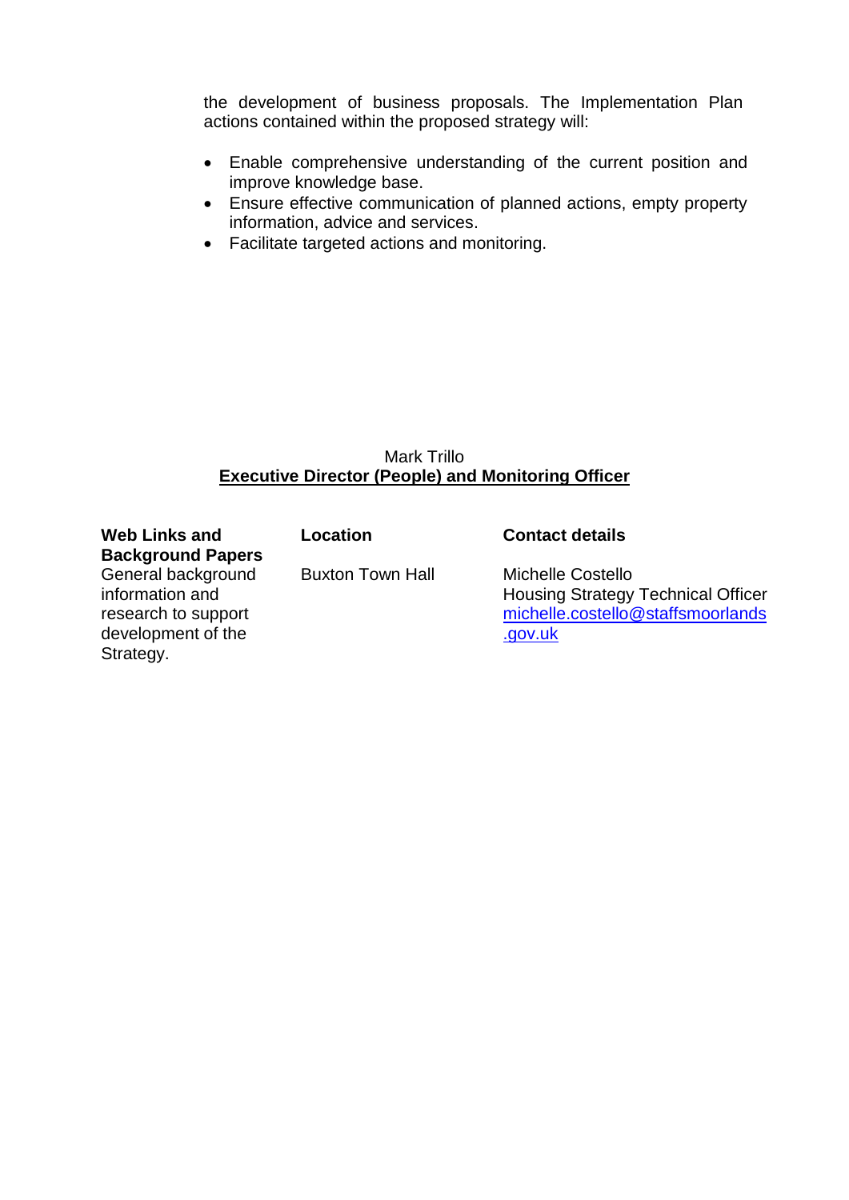the development of business proposals. The Implementation Plan actions contained within the proposed strategy will:

- Enable comprehensive understanding of the current position and improve knowledge base.
- Ensure effective communication of planned actions, empty property information, advice and services.
- Facilitate targeted actions and monitoring.

Mark Trillo
**Executive Director (People) and Monitoring Officer**

| **Web Links and Background Papers** | **Location** | **Contact details** |
| --- | --- | --- |
| General background information and research to support development of the Strategy. | Buxton Town Hall | Michelle Costello<br>Housing Strategy Technical Officer<br>michelle.costello@staffsmoorlands.gov.uk |